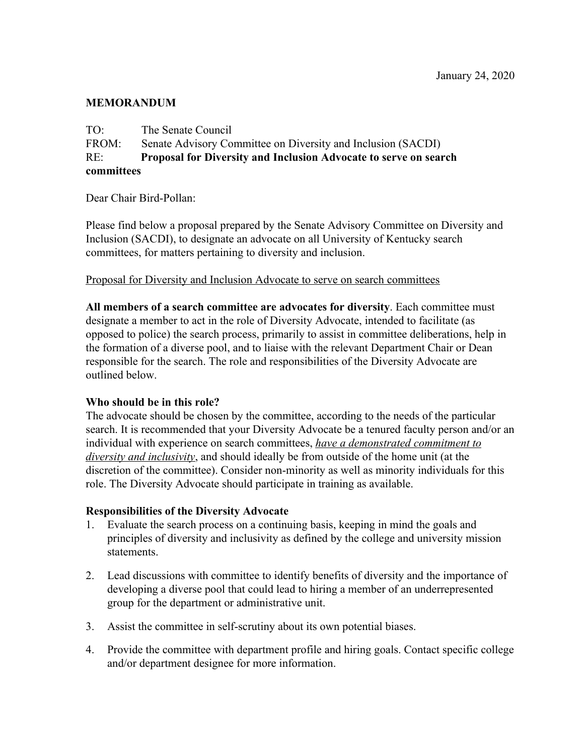January 24, 2020

**MEMORANDUM**

TO: The Senate Council
FROM: Senate Advisory Committee on Diversity and Inclusion (SACDI)
RE: **Proposal for Diversity and Inclusion Advocate to serve on search committees**

Dear Chair Bird-Pollan:

Please find below a proposal prepared by the Senate Advisory Committee on Diversity and Inclusion (SACDI), to designate an advocate on all University of Kentucky search committees, for matters pertaining to diversity and inclusion.

<u>Proposal for Diversity and Inclusion Advocate to serve on search committees</u>

**All members of a search committee are advocates for diversity**. Each committee must designate a member to act in the role of Diversity Advocate, intended to facilitate (as opposed to police) the search process, primarily to assist in committee deliberations, help in the formation of a diverse pool, and to liaise with the relevant Department Chair or Dean responsible for the search. The role and responsibilities of the Diversity Advocate are outlined below.

**Who should be in this role?**
The advocate should be chosen by the committee, according to the needs of the particular search. It is recommended that your Diversity Advocate be a tenured faculty person and/or an individual with experience on search committees, <u>*have a demonstrated commitment to diversity and inclusivity*</u>, and should ideally be from outside of the home unit (at the discretion of the committee). Consider non-minority as well as minority individuals for this role. The Diversity Advocate should participate in training as available.

**Responsibilities of the Diversity Advocate**

1. Evaluate the search process on a continuing basis, keeping in mind the goals and principles of diversity and inclusivity as defined by the college and university mission statements.

2. Lead discussions with committee to identify benefits of diversity and the importance of developing a diverse pool that could lead to hiring a member of an underrepresented group for the department or administrative unit.

3. Assist the committee in self-scrutiny about its own potential biases.

4. Provide the committee with department profile and hiring goals. Contact specific college and/or department designee for more information.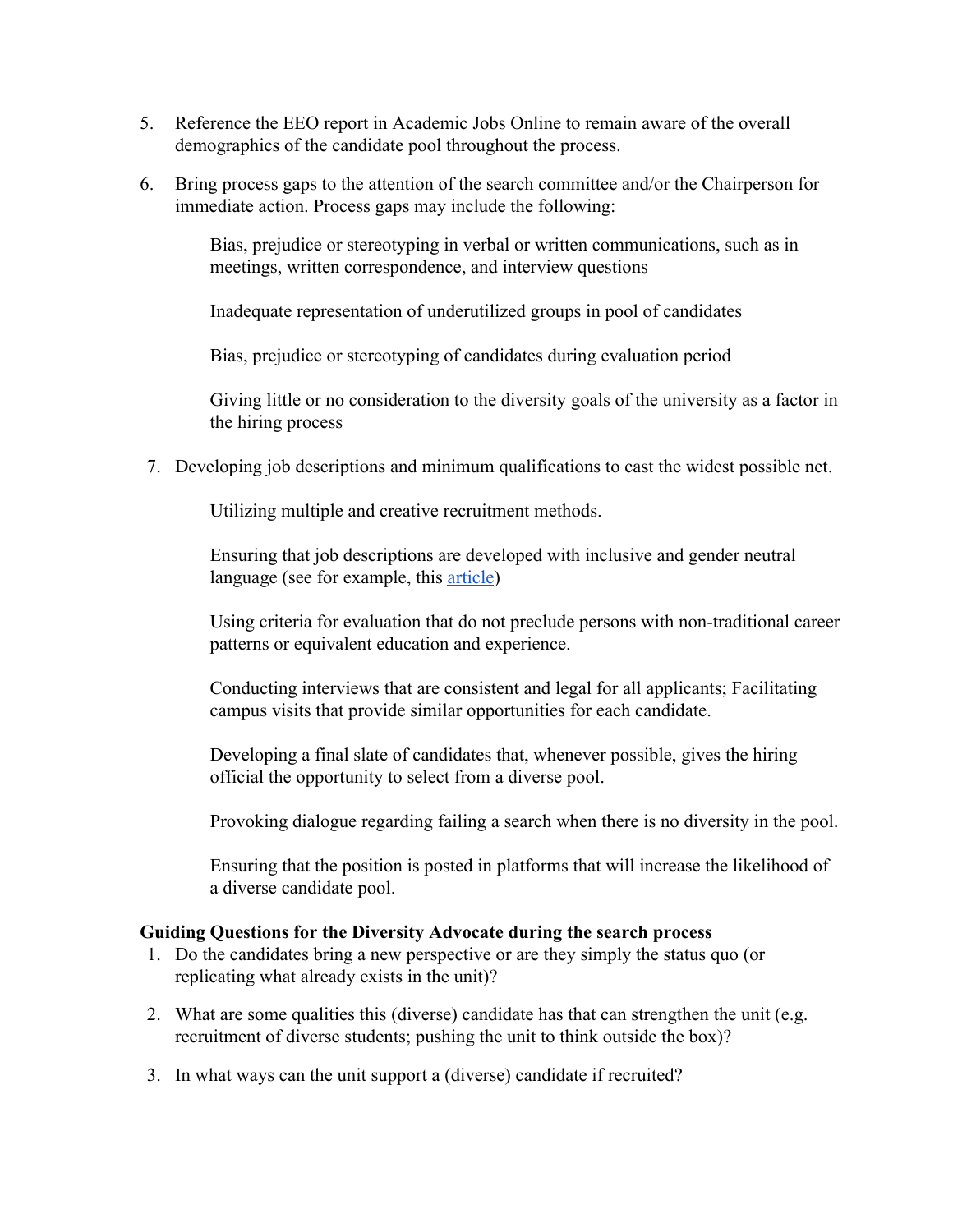5. Reference the EEO report in Academic Jobs Online to remain aware of the overall demographics of the candidate pool throughout the process.

6. Bring process gaps to the attention of the search committee and/or the Chairperson for immediate action. Process gaps may include the following:

   Bias, prejudice or stereotyping in verbal or written communications, such as in meetings, written correspondence, and interview questions

   Inadequate representation of underutilized groups in pool of candidates

   Bias, prejudice or stereotyping of candidates during evaluation period

   Giving little or no consideration to the diversity goals of the university as a factor in the hiring process

7. Developing job descriptions and minimum qualifications to cast the widest possible net.

   Utilizing multiple and creative recruitment methods.

   Ensuring that job descriptions are developed with inclusive and gender neutral language (see for example, this article)

   Using criteria for evaluation that do not preclude persons with non-traditional career patterns or equivalent education and experience.

   Conducting interviews that are consistent and legal for all applicants; Facilitating campus visits that provide similar opportunities for each candidate.

   Developing a final slate of candidates that, whenever possible, gives the hiring official the opportunity to select from a diverse pool.

   Provoking dialogue regarding failing a search when there is no diversity in the pool.

   Ensuring that the position is posted in platforms that will increase the likelihood of a diverse candidate pool.

**Guiding Questions for the Diversity Advocate during the search process**

1. Do the candidates bring a new perspective or are they simply the status quo (or replicating what already exists in the unit)?
2. What are some qualities this (diverse) candidate has that can strengthen the unit (e.g. recruitment of diverse students; pushing the unit to think outside the box)?
3. In what ways can the unit support a (diverse) candidate if recruited?